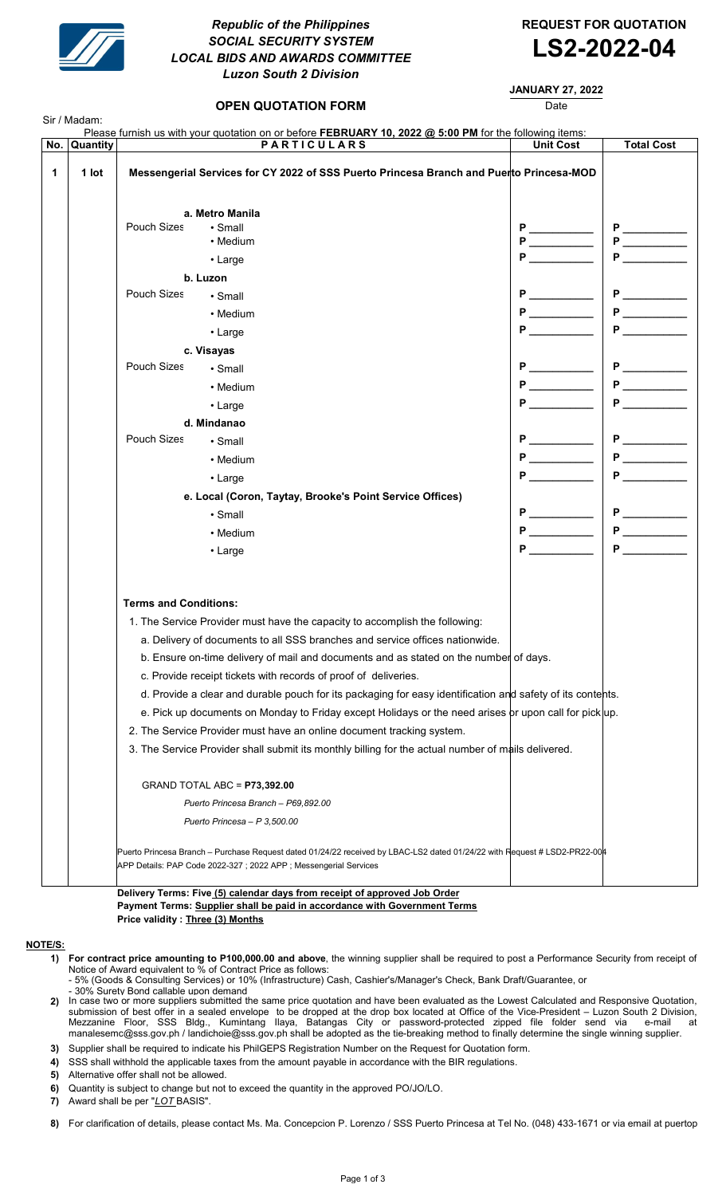# Republic of the Philippines
## SOCIAL SECURITY SYSTEM
## LOCAL BIDS AND AWARDS COMMITTEE
### Luzon South 2 Division

**REQUEST FOR QUOTATION**
**LS2-2022-04**

**JANUARY 27, 2022**
Date

**OPEN QUOTATION FORM**

Sir / Madam:

Please furnish us with your quotation on or before **FEBRUARY 10, 2022 @ 5:00 PM** for the following items:

| No. | Quantity | PARTICULARS | | Unit Cost | Total Cost |
|---|---|---|---|---|---|
| 1 | 1 lot | **Messengerial Services for CY 2022 of SSS Puerto Princesa Branch and Puerto Princesa-MOD** | | | |
| | | | **a. Metro Manila** | | |
| | | Pouch Sizes | • Small | P ________ | P ________ |
| | | | • Medium | P ________ | P ________ |
| | | | • Large | P ________ | P ________ |
| | | | **b. Luzon** | | |
| | | Pouch Sizes | • Small | P ________ | P ________ |
| | | | • Medium | P ________ | P ________ |
| | | | • Large | P ________ | P ________ |
| | | | **c. Visayas** | | |
| | | Pouch Sizes | • Small | P ________ | P ________ |
| | | | • Medium | P ________ | P ________ |
| | | | • Large | P ________ | P ________ |
| | | | **d. Mindanao** | | |
| | | Pouch Sizes | • Small | P ________ | P ________ |
| | | | • Medium | P ________ | P ________ |
| | | | • Large | P ________ | P ________ |
| | | | **e. Local (Coron, Taytay, Brooke's Point Service Offices)** | | |
| | | | • Small | P ________ | P ________ |
| | | | • Medium | P ________ | P ________ |
| | | | • Large | P ________ | P ________ |

**Terms and Conditions:**

1. The Service Provider must have the capacity to accomplish the following:
   a. Delivery of documents to all SSS branches and service offices nationwide.
   b. Ensure on-time delivery of mail and documents and as stated on the number of days.
   c. Provide receipt tickets with records of proof of deliveries.
   d. Provide a clear and durable pouch for its packaging for easy identification and safety of its contents.
   e. Pick up documents on Monday to Friday except Holidays or the need arises or upon call for pick up.
2. The Service Provider must have an online document tracking system.
3. The Service Provider shall submit its monthly billing for the actual number of mails delivered.

GRAND TOTAL ABC = **P73,392.00**

*Puerto Princesa Branch – P69,892.00*

*Puerto Princesa – P 3,500.00*

Puerto Princesa Branch – Purchase Request dated 01/24/22 received by LBAC-LS2 dated 01/24/22 with Request # LSD2-PR22-004
APP Details: PAP Code 2022-327 ; 2022 APP ; Messengerial Services

**Delivery Terms: Five (5) calendar days from receipt of approved Job Order**
**Payment Terms: Supplier shall be paid in accordance with Government Terms**
**Price validity : Three (3) Months**

**NOTE/S:**

1) **For contract price amounting to P100,000.00 and above**, the winning supplier shall be required to post a Performance Security from receipt of Notice of Award equivalent to % of Contract Price as follows:
   - 5% (Goods & Consulting Services) or 10% (Infrastructure) Cash, Cashier's/Manager's Check, Bank Draft/Guarantee, or
   - 30% Surety Bond callable upon demand
2) In case two or more suppliers submitted the same price quotation and have been evaluated as the Lowest Calculated and Responsive Quotation, submission of best offer in a sealed envelope to be dropped at the drop box located at Office of the Vice-President – Luzon South 2 Division, Mezzanine Floor, SSS Bldg., Kumintang Ilaya, Batangas City or password-protected zipped file folder send via e-mail at manalesemc@sss.gov.ph / landichoie@sss.gov.ph shall be adopted as the tie-breaking method to finally determine the single winning supplier.
3) Supplier shall be required to indicate his PhilGEPS Registration Number on the Request for Quotation form.
4) SSS shall withhold the applicable taxes from the amount payable in accordance with the BIR regulations.
5) Alternative offer shall not be allowed.
6) Quantity is subject to change but not to exceed the quantity in the approved PO/JO/LO.
7) Award shall be per "*LOT* BASIS".
8) For clarification of details, please contact Ms. Ma. Concepcion P. Lorenzo / SSS Puerto Princesa at Tel No. (048) 433-1671 or via email at puertop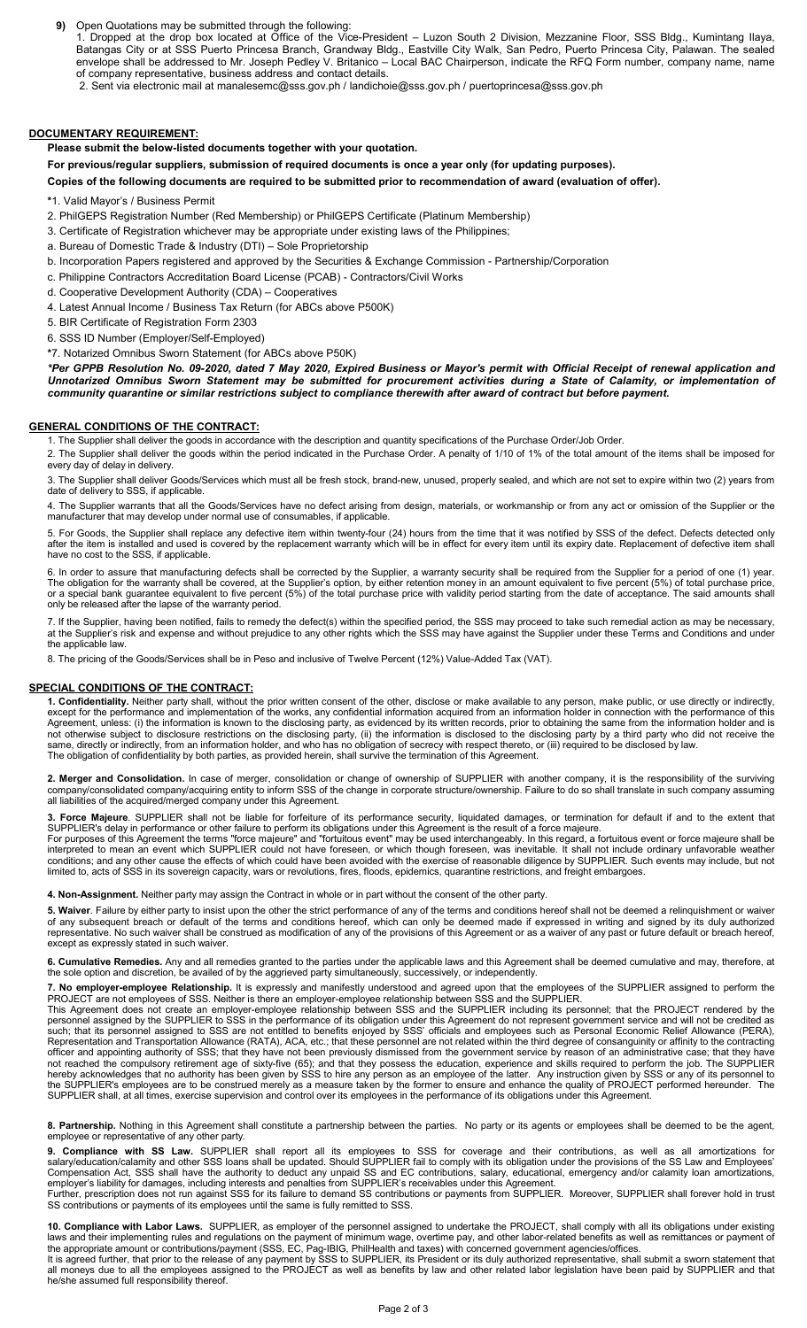**9)** Open Quotations may be submitted through the following:

1. Dropped at the drop box located at Office of the Vice-President – Luzon South 2 Division, Mezzanine Floor, SSS Bldg., Kumintang Ilaya, Batangas City or at SSS Puerto Princesa Branch, Grandway Bldg., Eastville City Walk, San Pedro, Puerto Princesa City, Palawan. The sealed envelope shall be addressed to Mr. Joseph Pedley V. Britanico – Local BAC Chairperson, indicate the RFQ Form number, company name, name of company representative, business address and contact details.
2. Sent via electronic mail at manalesemc@sss.gov.ph / landichoie@sss.gov.ph / puertoprincesa@sss.gov.ph

## DOCUMENTARY REQUIREMENT:

**Please submit the below-listed documents together with your quotation.**

**For previous/regular suppliers, submission of required documents is once a year only (for updating purposes).**

**Copies of the following documents are required to be submitted prior to recommendation of award (evaluation of offer).**

*1. Valid Mayor's / Business Permit

2. PhilGEPS Registration Number (Red Membership) or PhilGEPS Certificate (Platinum Membership)

3. Certificate of Registration whichever may be appropriate under existing laws of the Philippines;

a. Bureau of Domestic Trade & Industry (DTI) – Sole Proprietorship

b. Incorporation Papers registered and approved by the Securities & Exchange Commission - Partnership/Corporation

c. Philippine Contractors Accreditation Board License (PCAB) - Contractors/Civil Works

d. Cooperative Development Authority (CDA) – Cooperatives

4. Latest Annual Income / Business Tax Return (for ABCs above P500K)

5. BIR Certificate of Registration Form 2303

6. SSS ID Number (Employer/Self-Employed)

*7. Notarized Omnibus Sworn Statement (for ABCs above P50K)

***Per GPPB Resolution No. 09-2020, dated 7 May 2020, Expired Business or Mayor's permit with Official Receipt of renewal application and Unnotarized Omnibus Sworn Statement may be submitted for procurement activities during a State of Calamity, or implementation of community quarantine or similar restrictions subject to compliance therewith after award of contract but before payment.***

## GENERAL CONDITIONS OF THE CONTRACT:

1. The Supplier shall deliver the goods in accordance with the description and quantity specifications of the Purchase Order/Job Order.

2. The Supplier shall deliver the goods within the period indicated in the Purchase Order. A penalty of 1/10 of 1% of the total amount of the items shall be imposed for every day of delay in delivery.

3. The Supplier shall deliver Goods/Services which must all be fresh stock, brand-new, unused, properly sealed, and which are not set to expire within two (2) years from date of delivery to SSS, if applicable.

4. The Supplier warrants that all the Goods/Services have no defect arising from design, materials, or workmanship or from any act or omission of the Supplier or the manufacturer that may develop under normal use of consumables, if applicable.

5. For Goods, the Supplier shall replace any defective item within twenty-four (24) hours from the time that it was notified by SSS of the defect. Defects detected only after the item is installed and used is covered by the replacement warranty which will be in effect for every item until its expiry date. Replacement of defective item shall have no cost to the SSS, if applicable.

6. In order to assure that manufacturing defects shall be corrected by the Supplier, a warranty security shall be required from the Supplier for a period of one (1) year. The obligation for the warranty shall be covered, at the Supplier's option, by either retention money in an amount equivalent to five percent (5%) of total purchase price, or a special bank guarantee equivalent to five percent (5%) of the total purchase price with validity period starting from the date of acceptance. The said amounts shall only be released after the lapse of the warranty period.

7. If the Supplier, having been notified, fails to remedy the defect(s) within the specified period, the SSS may proceed to take such remedial action as may be necessary, at the Supplier's risk and expense and without prejudice to any other rights which the SSS may have against the Supplier under these Terms and Conditions and under the applicable law.

8. The pricing of the Goods/Services shall be in Peso and inclusive of Twelve Percent (12%) Value-Added Tax (VAT).

## SPECIAL CONDITIONS OF THE CONTRACT:

**1. Confidentiality.** Neither party shall, without the prior written consent of the other, disclose or make available to any person, make public, or use directly or indirectly, except for the performance and implementation of the works, any confidential information acquired from an information holder in connection with the performance of this Agreement, unless: (i) the information is known to the disclosing party, as evidenced by its written records, prior to obtaining the same from the information holder and is not otherwise subject to disclosure restrictions on the disclosing party, (ii) the information is disclosed to the disclosing party by a third party who did not receive the same, directly or indirectly, from an information holder, and who has no obligation of secrecy with respect thereto, or (iii) required to be disclosed by law.
The obligation of confidentiality by both parties, as provided herein, shall survive the termination of this Agreement.

**2. Merger and Consolidation.** In case of merger, consolidation or change of ownership of SUPPLIER with another company, it is the responsibility of the surviving company/consolidated company/acquiring entity to inform SSS of the change in corporate structure/ownership. Failure to do so shall translate in such company assuming all liabilities of the acquired/merged company under this Agreement.

**3. Force Majeure**. SUPPLIER shall not be liable for forfeiture of its performance security, liquidated damages, or termination for default if and to the extent that SUPPLIER's delay in performance or other failure to perform its obligations under this Agreement is the result of a force majeure.
For purposes of this Agreement the terms "force majeure" and "fortuitous event" may be used interchangeably. In this regard, a fortuitous event or force majeure shall be interpreted to mean an event which SUPPLIER could not have foreseen, or which though foreseen, was inevitable. It shall not include ordinary unfavorable weather conditions; and any other cause the effects of which could have been avoided with the exercise of reasonable diligence by SUPPLIER. Such events may include, but not limited to, acts of SSS in its sovereign capacity, wars or revolutions, fires, floods, epidemics, quarantine restrictions, and freight embargoes.

**4. Non-Assignment.** Neither party may assign the Contract in whole or in part without the consent of the other party.

**5. Waiver**. Failure by either party to insist upon the other the strict performance of any of the terms and conditions hereof shall not be deemed a relinquishment or waiver of any subsequent breach or default of the terms and conditions hereof, which can only be deemed made if expressed in writing and signed by its duly authorized representative. No such waiver shall be construed as modification of any of the provisions of this Agreement or as a waiver of any past or future default or breach hereof, except as expressly stated in such waiver.

**6. Cumulative Remedies.** Any and all remedies granted to the parties under the applicable laws and this Agreement shall be deemed cumulative and may, therefore, at the sole option and discretion, be availed of by the aggrieved party simultaneously, successively, or independently.

**7. No employer-employee Relationship.** It is expressly and manifestly understood and agreed upon that the employees of the SUPPLIER assigned to perform the PROJECT are not employees of SSS. Neither is there an employer-employee relationship between SSS and the SUPPLIER.
This Agreement does not create an employer-employee relationship between SSS and the SUPPLIER including its personnel; that the PROJECT rendered by the personnel assigned by the SUPPLIER to SSS in the performance of its obligation under this Agreement do not represent government service and will not be credited as such; that its personnel assigned to SSS are not entitled to benefits enjoyed by SSS' officials and employees such as Personal Economic Relief Allowance (PERA), Representation and Transportation Allowance (RATA), ACA, etc.; that these personnel are not related within the third degree of consanguinity or affinity to the contracting officer and appointing authority of SSS; that they have not been previously dismissed from the government service by reason of an administrative case; that they have not reached the compulsory retirement age of sixty-five (65); and that they possess the education, experience and skills required to perform the job. The SUPPLIER hereby acknowledges that no authority has been given by SSS to hire any person as an employee of the latter. Any instruction given by SSS or any of its personnel to the SUPPLIER's employees are to be construed merely as a measure taken by the former to ensure and enhance the quality of PROJECT performed hereunder. The SUPPLIER shall, at all times, exercise supervision and control over its employees in the performance of its obligations under this Agreement.

**8. Partnership.** Nothing in this Agreement shall constitute a partnership between the parties. No party or its agents or employees shall be deemed to be the agent, employee or representative of any other party.

**9. Compliance with SS Law.** SUPPLIER shall report all its employees to SSS for coverage and their contributions, as well as all amortizations for salary/education/calamity and other SSS loans shall be updated. Should SUPPLIER fail to comply with its obligation under the provisions of the SS Law and Employees' Compensation Act, SSS shall have the authority to deduct any unpaid SS and EC contributions, salary, educational, emergency and/or calamity loan amortizations, employer's liability for damages, including interests and penalties from SUPPLIER's receivables under this Agreement.
Further, prescription does not run against SSS for its failure to demand SS contributions or payments from SUPPLIER. Moreover, SUPPLIER shall forever hold in trust SS contributions or payments of its employees until the same is fully remitted to SSS.

**10. Compliance with Labor Laws.** SUPPLIER, as employer of the personnel assigned to undertake the PROJECT, shall comply with all its obligations under existing laws and their implementing rules and regulations on the payment of minimum wage, overtime pay, and other labor-related benefits as well as remittances or payment of the appropriate amount or contributions/payment (SSS, EC, Pag-IBIG, PhilHealth and taxes) with concerned government agencies/offices.
It is agreed further, that prior to the release of any payment by SSS to SUPPLIER, its President or its duly authorized representative, shall submit a sworn statement that all moneys due to all the employees assigned to the PROJECT as well as benefits by law and other related labor legislation have been paid by SUPPLIER and that he/she assumed full responsibility thereof.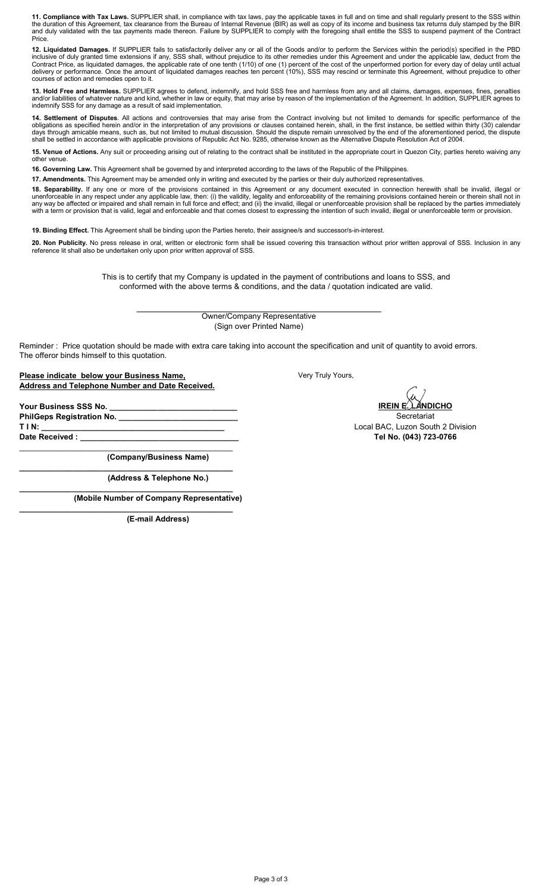**11. Compliance with Tax Laws.** SUPPLIER shall, in compliance with tax laws, pay the applicable taxes in full and on time and shall regularly present to the SSS within the duration of this Agreement, tax clearance from the Bureau of Internal Revenue (BIR) as well as copy of its income and business tax returns duly stamped by the BIR and duly validated with the tax payments made thereon. Failure by SUPPLIER to comply with the foregoing shall entitle the SSS to suspend payment of the Contract Price.

**12. Liquidated Damages.** If SUPPLIER fails to satisfactorily deliver any or all of the Goods and/or to perform the Services within the period(s) specified in the PBD inclusive of duly granted time extensions if any, SSS shall, without prejudice to its other remedies under this Agreement and under the applicable law, deduct from the Contract Price, as liquidated damages, the applicable rate of one tenth (1/10) of one (1) percent of the cost of the unperformed portion for every day of delay until actual delivery or performance. Once the amount of liquidated damages reaches ten percent (10%), SSS may rescind or terminate this Agreement, without prejudice to other courses of action and remedies open to it.

**13. Hold Free and Harmless.** SUPPLIER agrees to defend, indemnify, and hold SSS free and harmless from any and all claims, damages, expenses, fines, penalties and/or liabilities of whatever nature and kind, whether in law or equity, that may arise by reason of the implementation of the Agreement. In addition, SUPPLIER agrees to indemnify SSS for any damage as a result of said implementation.

**14. Settlement of Disputes**. All actions and controversies that may arise from the Contract involving but not limited to demands for specific performance of the obligations as specified herein and/or in the interpretation of any provisions or clauses contained herein, shall, in the first instance, be settled within thirty (30) calendar days through amicable means, such as, but not limited to mutual discussion. Should the dispute remain unresolved by the end of the aforementioned period, the dispute shall be settled in accordance with applicable provisions of Republic Act No. 9285, otherwise known as the Alternative Dispute Resolution Act of 2004.

**15. Venue of Actions.** Any suit or proceeding arising out of relating to the contract shall be instituted in the appropriate court in Quezon City, parties hereto waiving any other venue.

**16. Governing Law.** This Agreement shall be governed by and interpreted according to the laws of the Republic of the Philippines.

**17. Amendments.** This Agreement may be amended only in writing and executed by the parties or their duly authorized representatives.

**18. Separability.** If any one or more of the provisions contained in this Agreement or any document executed in connection herewith shall be invalid, illegal or unenforceable in any respect under any applicable law, then: (i) the validity, legality and enforceability of the remaining provisions contained herein or therein shall not in any way be affected or impaired and shall remain in full force and effect; and (ii) the invalid, illegal or unenforceable provision shall be replaced by the parties immediately with a term or provision that is valid, legal and enforceable and that comes closest to expressing the intention of such invalid, illegal or unenforceable term or provision.

**19. Binding Effect.** This Agreement shall be binding upon the Parties hereto, their assignee/s and successor/s-in-interest.

**20. Non Publicity.** No press release in oral, written or electronic form shall be issued covering this transaction without prior written approval of SSS. Inclusion in any reference lit shall also be undertaken only upon prior written approval of SSS.

This is to certify that my Company is updated in the payment of contributions and loans to SSS, and conformed with the above terms & conditions, and the data / quotation indicated are valid.

\_\_\_\_\_\_\_\_\_\_\_\_\_\_\_\_\_\_\_\_\_\_\_\_\_\_\_\_\_\_\_\_\_\_\_\_\_\_\_\_
Owner/Company Representative
(Sign over Printed Name)

Reminder : Price quotation should be made with extra care taking into account the specification and unit of quantity to avoid errors. The offeror binds himself to this quotation.

**Please indicate below your Business Name, Address and Telephone Number and Date Received.**

**Your Business SSS No.** \_\_\_\_\_\_\_\_\_\_\_\_\_\_\_\_\_\_\_\_\_\_\_\_\_\_\_\_
**PhilGeps Registration No.** \_\_\_\_\_\_\_\_\_\_\_\_\_\_\_\_\_\_\_\_\_\_\_\_\_\_
**T I N:** \_\_\_\_\_\_\_\_\_\_\_\_\_\_\_\_\_\_\_\_\_\_\_\_\_\_\_\_\_\_\_\_\_\_\_\_\_\_\_\_
**Date Received :** \_\_\_\_\_\_\_\_\_\_\_\_\_\_\_\_\_\_\_\_\_\_\_\_\_\_\_\_\_\_\_\_\_\_

\_\_\_\_\_\_\_\_\_\_\_\_\_\_\_\_\_\_\_\_\_\_\_\_\_\_\_\_\_\_\_\_\_\_\_\_\_\_\_\_
**(Company/Business Name)**

\_\_\_\_\_\_\_\_\_\_\_\_\_\_\_\_\_\_\_\_\_\_\_\_\_\_\_\_\_\_\_\_\_\_\_\_\_\_\_\_
**(Address & Telephone No.)**

\_\_\_\_\_\_\_\_\_\_\_\_\_\_\_\_\_\_\_\_\_\_\_\_\_\_\_\_\_\_\_\_\_\_\_\_\_\_\_\_
**(Mobile Number of Company Representative)**

\_\_\_\_\_\_\_\_\_\_\_\_\_\_\_\_\_\_\_\_\_\_\_\_\_\_\_\_\_\_\_\_\_\_\_\_\_\_\_\_
**(E-mail Address)**

Very Truly Yours,

**IREIN E. LANDICHO**
Secretariat
Local BAC, Luzon South 2 Division
**Tel No. (043) 723-0766**